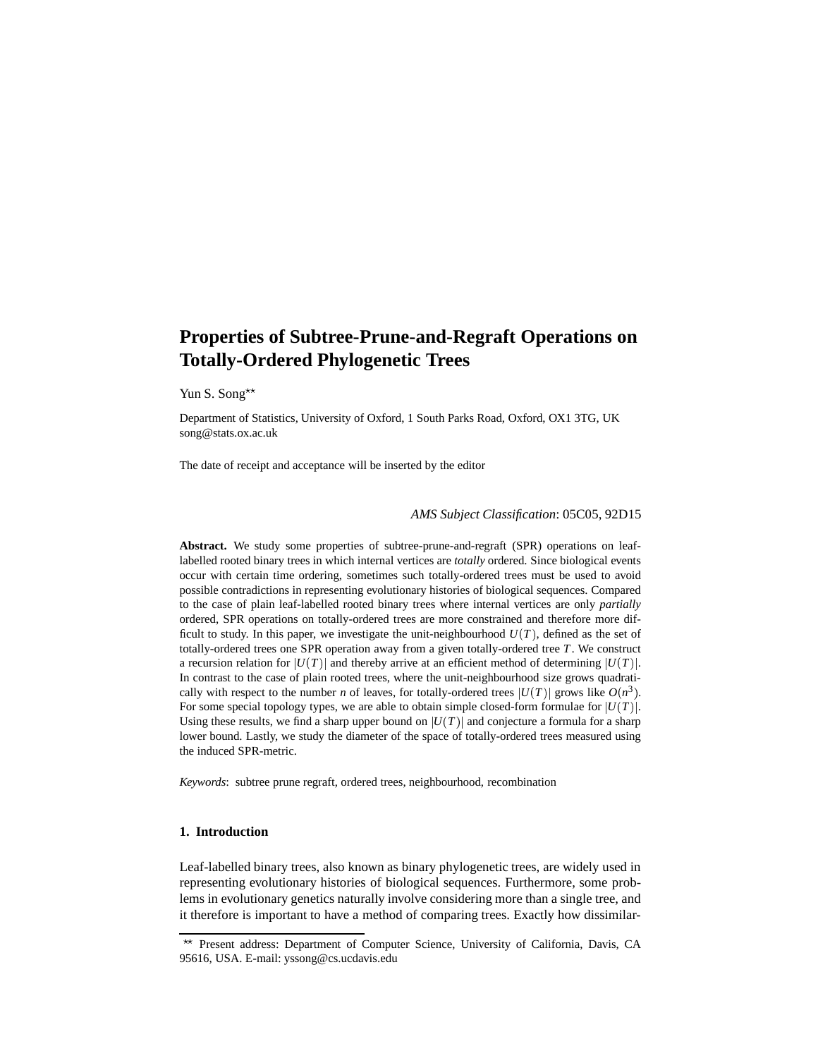# Properties of Subtree-Prune-and-Regraft Operations on Totally-Ordered Phylogenetic Trees

Yun S. Song**

Department of Statistics, University of Oxford, 1 South Parks Road, Oxford, OX1 3TG, UK
song@stats.ox.ac.uk

The date of receipt and acceptance will be inserted by the editor

*AMS Subject Classification*: 05C05, 92D15

**Abstract.** We study some properties of subtree-prune-and-regraft (SPR) operations on leaf-labelled rooted binary trees in which internal vertices are *totally* ordered. Since biological events occur with certain time ordering, sometimes such totally-ordered trees must be used to avoid possible contradictions in representing evolutionary histories of biological sequences. Compared to the case of plain leaf-labelled rooted binary trees where internal vertices are only *partially* ordered, SPR operations on totally-ordered trees are more constrained and therefore more difficult to study. In this paper, we investigate the unit-neighbourhood $U(T)$, defined as the set of totally-ordered trees one SPR operation away from a given totally-ordered tree $T$. We construct a recursion relation for $|U(T)|$ and thereby arrive at an efficient method of determining $|U(T)|$. In contrast to the case of plain rooted trees, where the unit-neighbourhood size grows quadratically with respect to the number $n$ of leaves, for totally-ordered trees $|U(T)|$ grows like $O(n^3)$. For some special topology types, we are able to obtain simple closed-form formulae for $|U(T)|$. Using these results, we find a sharp upper bound on $|U(T)|$ and conjecture a formula for a sharp lower bound. Lastly, we study the diameter of the space of totally-ordered trees measured using the induced SPR-metric.

*Keywords*: subtree prune regraft, ordered trees, neighbourhood, recombination

## 1. Introduction

Leaf-labelled binary trees, also known as binary phylogenetic trees, are widely used in representing evolutionary histories of biological sequences. Furthermore, some problems in evolutionary genetics naturally involve considering more than a single tree, and it therefore is important to have a method of comparing trees. Exactly how dissimilar-

** Present address: Department of Computer Science, University of California, Davis, CA 95616, USA. E-mail: yssong@cs.ucdavis.edu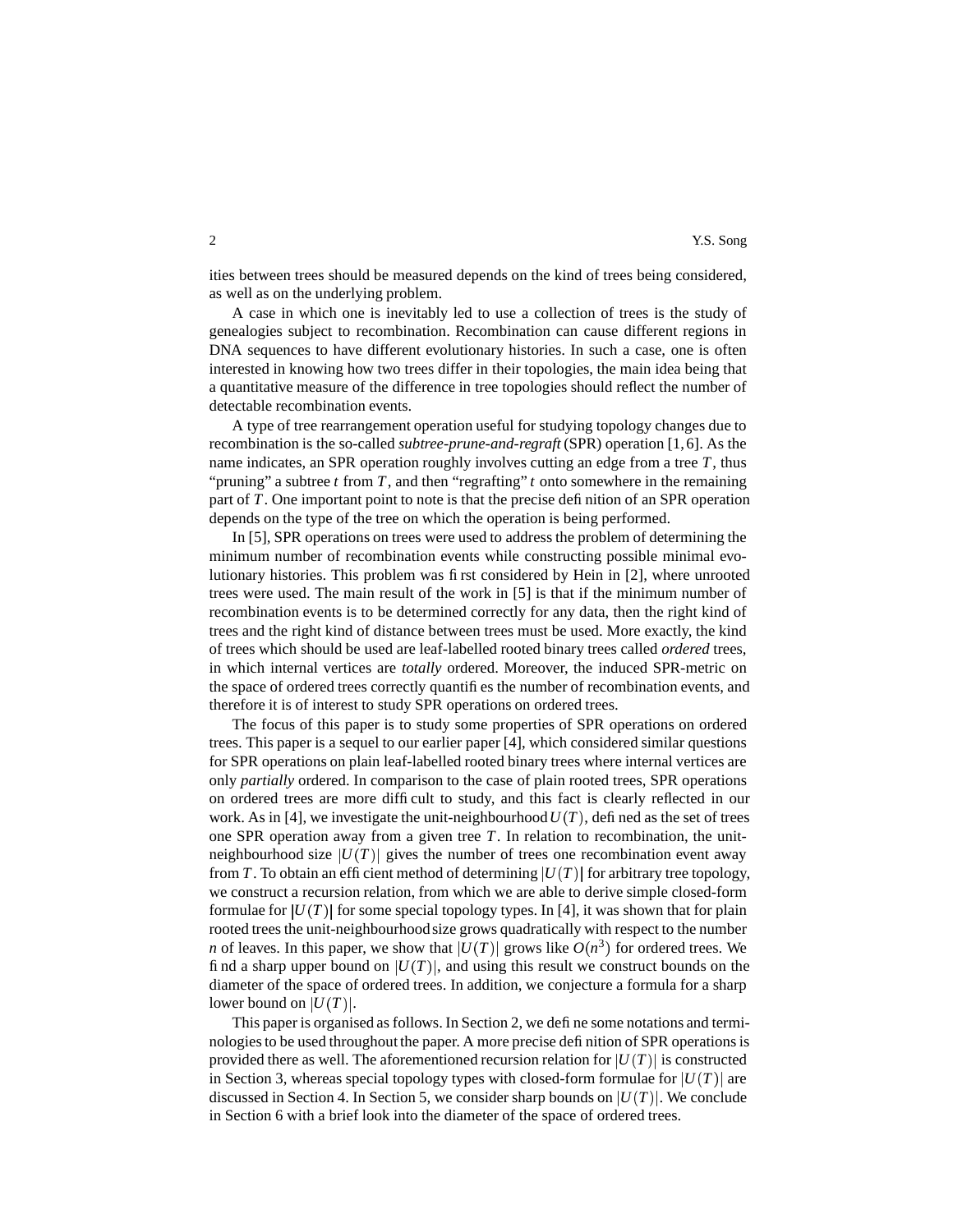ities between trees should be measured depends on the kind of trees being considered, as well as on the underlying problem.

A case in which one is inevitably led to use a collection of trees is the study of genealogies subject to recombination. Recombination can cause different regions in DNA sequences to have different evolutionary histories. In such a case, one is often interested in knowing how two trees differ in their topologies, the main idea being that a quantitative measure of the difference in tree topologies should reflect the number of detectable recombination events.

A type of tree rearrangement operation useful for studying topology changes due to recombination is the so-called *subtree-prune-and-regraft* (SPR) operation [1,6]. As the name indicates, an SPR operation roughly involves cutting an edge from a tree $T$, thus "pruning" a subtree $t$ from $T$, and then "regrafting" $t$ onto somewhere in the remaining part of $T$. One important point to note is that the precise definition of an SPR operation depends on the type of the tree on which the operation is being performed.

In [5], SPR operations on trees were used to address the problem of determining the minimum number of recombination events while constructing possible minimal evolutionary histories. This problem was first considered by Hein in [2], where unrooted trees were used. The main result of the work in [5] is that if the minimum number of recombination events is to be determined correctly for any data, then the right kind of trees and the right kind of distance between trees must be used. More exactly, the kind of trees which should be used are leaf-labelled rooted binary trees called *ordered* trees, in which internal vertices are *totally* ordered. Moreover, the induced SPR-metric on the space of ordered trees correctly quantifies the number of recombination events, and therefore it is of interest to study SPR operations on ordered trees.

The focus of this paper is to study some properties of SPR operations on ordered trees. This paper is a sequel to our earlier paper [4], which considered similar questions for SPR operations on plain leaf-labelled rooted binary trees where internal vertices are only *partially* ordered. In comparison to the case of plain rooted trees, SPR operations on ordered trees are more difficult to study, and this fact is clearly reflected in our work. As in [4], we investigate the unit-neighbourhood $U(T)$, defined as the set of trees one SPR operation away from a given tree $T$. In relation to recombination, the unit-neighbourhood size $|U(T)|$ gives the number of trees one recombination event away from $T$. To obtain an efficient method of determining $|U(T)|$ for arbitrary tree topology, we construct a recursion relation, from which we are able to derive simple closed-form formulae for $|U(T)|$ for some special topology types. In [4], it was shown that for plain rooted trees the unit-neighbourhood size grows quadratically with respect to the number $n$ of leaves. In this paper, we show that $|U(T)|$ grows like $O(n^3)$ for ordered trees. We find a sharp upper bound on $|U(T)|$, and using this result we construct bounds on the diameter of the space of ordered trees. In addition, we conjecture a formula for a sharp lower bound on $|U(T)|$.

This paper is organised as follows. In Section 2, we define some notations and terminologies to be used throughout the paper. A more precise definition of SPR operations is provided there as well. The aforementioned recursion relation for $|U(T)|$ is constructed in Section 3, whereas special topology types with closed-form formulae for $|U(T)|$ are discussed in Section 4. In Section 5, we consider sharp bounds on $|U(T)|$. We conclude in Section 6 with a brief look into the diameter of the space of ordered trees.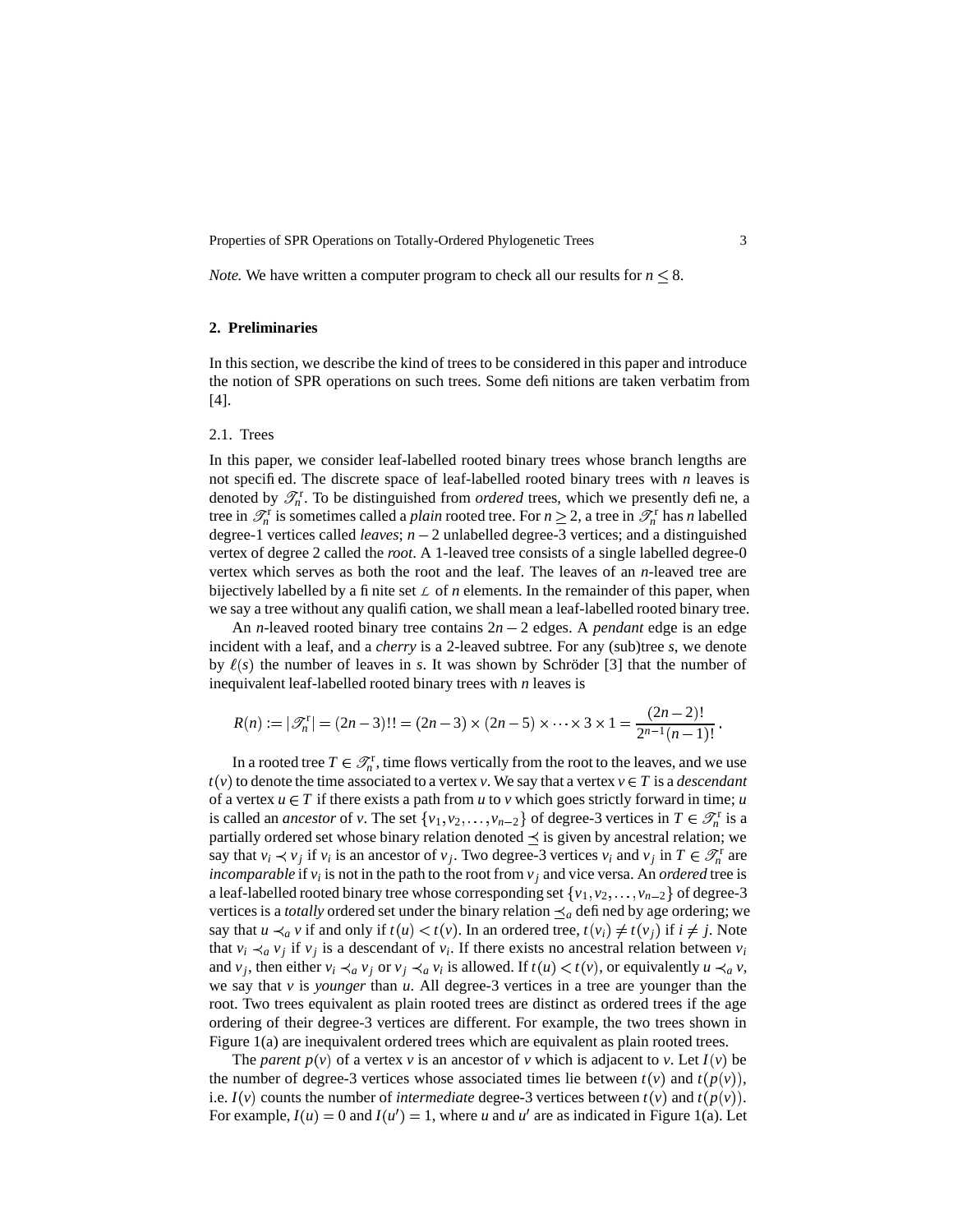*Note.* We have written a computer program to check all our results for $n \leq 8$.

## 2. Preliminaries

In this section, we describe the kind of trees to be considered in this paper and introduce the notion of SPR operations on such trees. Some definitions are taken verbatim from [4].

### 2.1. Trees

In this paper, we consider leaf-labelled rooted binary trees whose branch lengths are not specified. The discrete space of leaf-labelled rooted binary trees with $n$ leaves is denoted by $\mathscr{T}_n^{\mathrm{r}}$. To be distinguished from *ordered* trees, which we presently define, a tree in $\mathscr{T}_n^{\mathrm{r}}$ is sometimes called a *plain* rooted tree. For $n \geq 2$, a tree in $\mathscr{T}_n^{\mathrm{r}}$ has $n$ labelled degree-1 vertices called *leaves*; $n-2$ unlabelled degree-3 vertices; and a distinguished vertex of degree 2 called the *root*. A 1-leaved tree consists of a single labelled degree-0 vertex which serves as both the root and the leaf. The leaves of an $n$-leaved tree are bijectively labelled by a finite set $\mathscr{L}$ of $n$ elements. In the remainder of this paper, when we say a tree without any qualification, we shall mean a leaf-labelled rooted binary tree.

An $n$-leaved rooted binary tree contains $2n-2$ edges. A *pendant* edge is an edge incident with a leaf, and a *cherry* is a 2-leaved subtree. For any (sub)tree $s$, we denote by $\ell(s)$ the number of leaves in $s$. It was shown by Schröder [3] that the number of inequivalent leaf-labelled rooted binary trees with $n$ leaves is

$$R(n) := |\mathscr{T}_n^{\mathrm{r}}| = (2n-3)!! = (2n-3) \times (2n-5) \times \cdots \times 3 \times 1 = \frac{(2n-2)!}{2^{n-1}(n-1)!}.$$

In a rooted tree $T \in \mathscr{T}_n^{\mathrm{r}}$, time flows vertically from the root to the leaves, and we use $t(v)$ to denote the time associated to a vertex $v$. We say that a vertex $v \in T$ is a *descendant* of a vertex $u \in T$ if there exists a path from $u$ to $v$ which goes strictly forward in time; $u$ is called an *ancestor* of $v$. The set $\{v_1, v_2, \ldots, v_{n-2}\}$ of degree-3 vertices in $T \in \mathscr{T}_n^{\mathrm{r}}$ is a partially ordered set whose binary relation denoted $\preceq$ is given by ancestral relation; we say that $v_i \prec v_j$ if $v_i$ is an ancestor of $v_j$. Two degree-3 vertices $v_i$ and $v_j$ in $T \in \mathscr{T}_n^{\mathrm{r}}$ are *incomparable* if $v_i$ is not in the path to the root from $v_j$ and vice versa. An *ordered* tree is a leaf-labelled rooted binary tree whose corresponding set $\{v_1, v_2, \ldots, v_{n-2}\}$ of degree-3 vertices is a *totally* ordered set under the binary relation $\preceq_a$ defined by age ordering; we say that $u \prec_a v$ if and only if $t(u) < t(v)$. In an ordered tree, $t(v_i) \neq t(v_j)$ if $i \neq j$. Note that $v_i \prec_a v_j$ if $v_j$ is a descendant of $v_i$. If there exists no ancestral relation between $v_i$ and $v_j$, then either $v_i \prec_a v_j$ or $v_j \prec_a v_i$ is allowed. If $t(u) < t(v)$, or equivalently $u \prec_a v$, we say that $v$ is *younger* than $u$. All degree-3 vertices in a tree are younger than the root. Two trees equivalent as plain rooted trees are distinct as ordered trees if the age ordering of their degree-3 vertices are different. For example, the two trees shown in Figure 1(a) are inequivalent ordered trees which are equivalent as plain rooted trees.

The *parent* $p(v)$ of a vertex $v$ is an ancestor of $v$ which is adjacent to $v$. Let $I(v)$ be the number of degree-3 vertices whose associated times lie between $t(v)$ and $t(p(v))$, i.e. $I(v)$ counts the number of *intermediate* degree-3 vertices between $t(v)$ and $t(p(v))$. For example, $I(u) = 0$ and $I(u') = 1$, where $u$ and $u'$ are as indicated in Figure 1(a). Let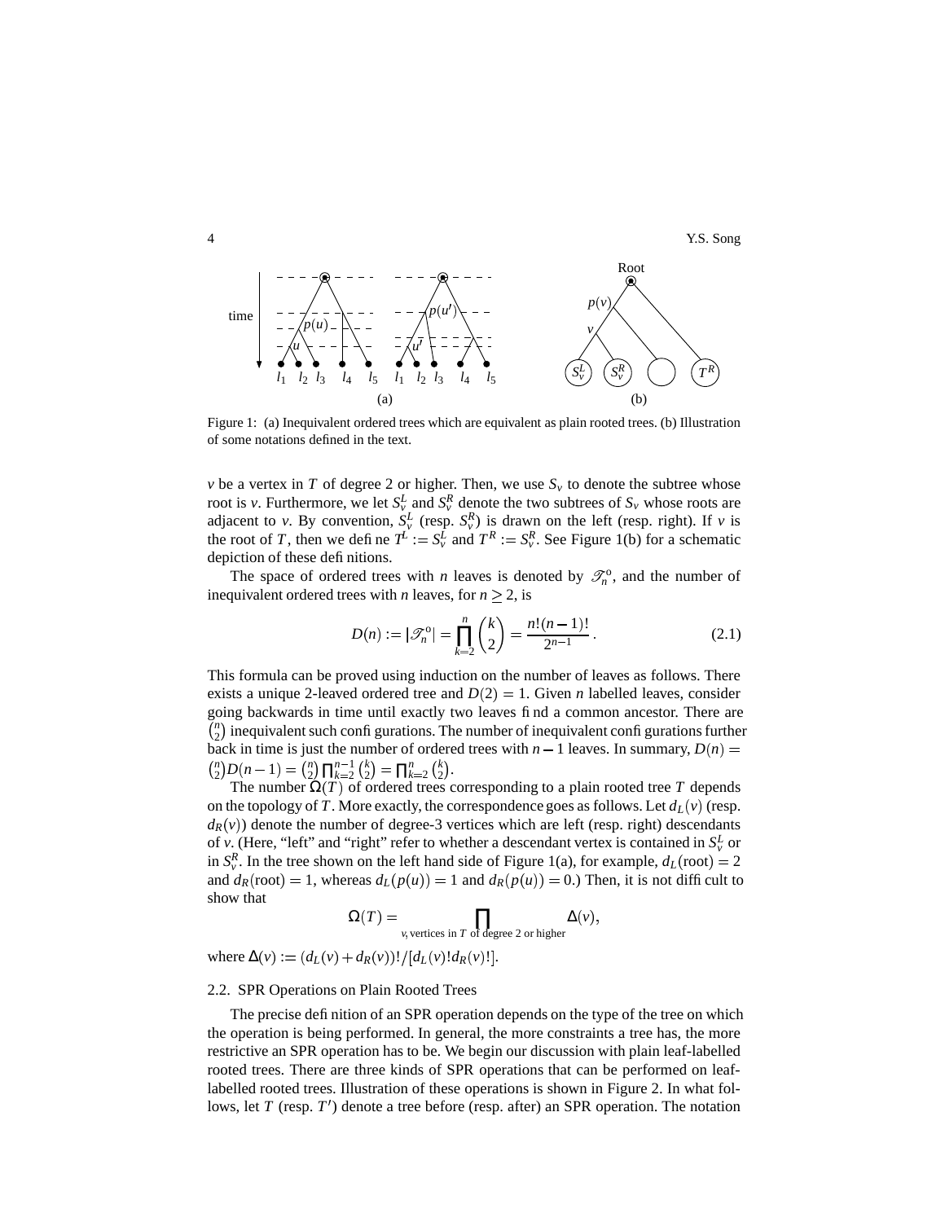Figure 1: (a) Inequivalent ordered trees which are equivalent as plain rooted trees. (b) Illustration of some notations defined in the text.

$v$ be a vertex in $T$ of degree 2 or higher. Then, we use $S_v$ to denote the subtree whose root is $v$. Furthermore, we let $S_v^L$ and $S_v^R$ denote the two subtrees of $S_v$ whose roots are adjacent to $v$. By convention, $S_v^L$ (resp. $S_v^R$) is drawn on the left (resp. right). If $v$ is the root of $T$, then we define $T^L := S_v^L$ and $T^R := S_v^R$. See Figure 1(b) for a schematic depiction of these definitions.

The space of ordered trees with $n$ leaves is denoted by $\mathscr{T}_n^o$, and the number of inequivalent ordered trees with $n$ leaves, for $n \geq 2$, is

$$D(n) := |\mathscr{T}_n^o| = \prod_{k=2}^{n} \binom{k}{2} = \frac{n!(n-1)!}{2^{n-1}}. \tag{2.1}$$

This formula can be proved using induction on the number of leaves as follows. There exists a unique 2-leaved ordered tree and $D(2) = 1$. Given $n$ labelled leaves, consider going backwards in time until exactly two leaves find a common ancestor. There are $\binom{n}{2}$ inequivalent such configurations. The number of inequivalent configurations further back in time is just the number of ordered trees with $n-1$ leaves. In summary, $D(n) = \binom{n}{2} D(n-1) = \binom{n}{2} \prod_{k=2}^{n-1} \binom{k}{2} = \prod_{k=2}^{n} \binom{k}{2}$.

The number $\Omega(T)$ of ordered trees corresponding to a plain rooted tree $T$ depends on the topology of $T$. More exactly, the correspondence goes as follows. Let $d_L(v)$ (resp. $d_R(v)$) denote the number of degree-3 vertices which are left (resp. right) descendants of $v$. (Here, "left" and "right" refer to whether a descendant vertex is contained in $S_v^L$ or in $S_v^R$. In the tree shown on the left hand side of Figure 1(a), for example, $d_L(\text{root}) = 2$ and $d_R(\text{root}) = 1$, whereas $d_L(p(u)) = 1$ and $d_R(p(u)) = 0$.) Then, it is not difficult to show that

$$\Omega(T) = \prod_{v, \text{ vertices in } T \text{ of degree 2 or higher}} \Delta(v),$$

where $\Delta(v) := (d_L(v) + d_R(v))!/[d_L(v)!d_R(v)!]$.

## 2.2. SPR Operations on Plain Rooted Trees

The precise definition of an SPR operation depends on the type of the tree on which the operation is being performed. In general, the more constraints a tree has, the more restrictive an SPR operation has to be. We begin our discussion with plain leaf-labelled rooted trees. There are three kinds of SPR operations that can be performed on leaf-labelled rooted trees. Illustration of these operations is shown in Figure 2. In what follows, let $T$ (resp. $T'$) denote a tree before (resp. after) an SPR operation. The notation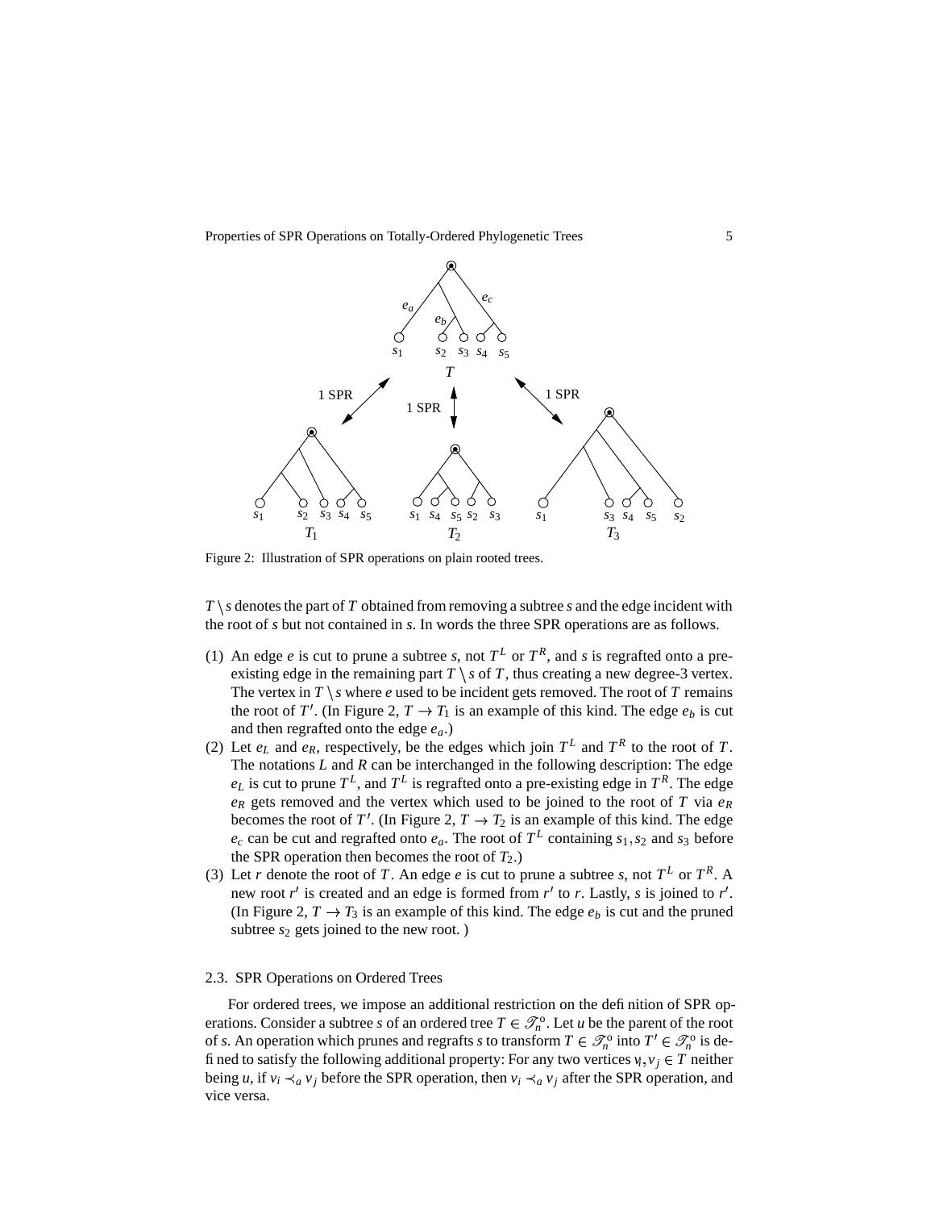Figure 2: Illustration of SPR operations on plain rooted trees.

$T \setminus s$ denotes the part of $T$ obtained from removing a subtree $s$ and the edge incident with the root of $s$ but not contained in $s$. In words the three SPR operations are as follows.

1. An edge $e$ is cut to prune a subtree $s$, not $T^L$ or $T^R$, and $s$ is regrafted onto a pre-existing edge in the remaining part $T \setminus s$ of $T$, thus creating a new degree-3 vertex. The vertex in $T \setminus s$ where $e$ used to be incident gets removed. The root of $T$ remains the root of $T'$. (In Figure 2, $T \to T_1$ is an example of this kind. The edge $e_b$ is cut and then regrafted onto the edge $e_a$.)
2. Let $e_L$ and $e_R$, respectively, be the edges which join $T^L$ and $T^R$ to the root of $T$. The notations $L$ and $R$ can be interchanged in the following description: The edge $e_L$ is cut to prune $T^L$, and $T^L$ is regrafted onto a pre-existing edge in $T^R$. The edge $e_R$ gets removed and the vertex which used to be joined to the root of $T$ via $e_R$ becomes the root of $T'$. (In Figure 2, $T \to T_2$ is an example of this kind. The edge $e_c$ can be cut and regrafted onto $e_a$. The root of $T^L$ containing $s_1, s_2$ and $s_3$ before the SPR operation then becomes the root of $T_2$.)
3. Let $r$ denote the root of $T$. An edge $e$ is cut to prune a subtree $s$, not $T^L$ or $T^R$. A new root $r'$ is created and an edge is formed from $r'$ to $r$. Lastly, $s$ is joined to $r'$. (In Figure 2, $T \to T_3$ is an example of this kind. The edge $e_b$ is cut and the pruned subtree $s_2$ gets joined to the new root. )

### 2.3. SPR Operations on Ordered Trees

For ordered trees, we impose an additional restriction on the definition of SPR operations. Consider a subtree $s$ of an ordered tree $T \in \mathscr{T}_n^{\mathrm{o}}$. Let $u$ be the parent of the root of $s$. An operation which prunes and regrafts $s$ to transform $T \in \mathscr{T}_n^{\mathrm{o}}$ into $T' \in \mathscr{T}_n^{\mathrm{o}}$ is defined to satisfy the following additional property: For any two vertices $v_i, v_j \in T$ neither being $u$, if $v_i \prec_a v_j$ before the SPR operation, then $v_i \prec_a v_j$ after the SPR operation, and vice versa.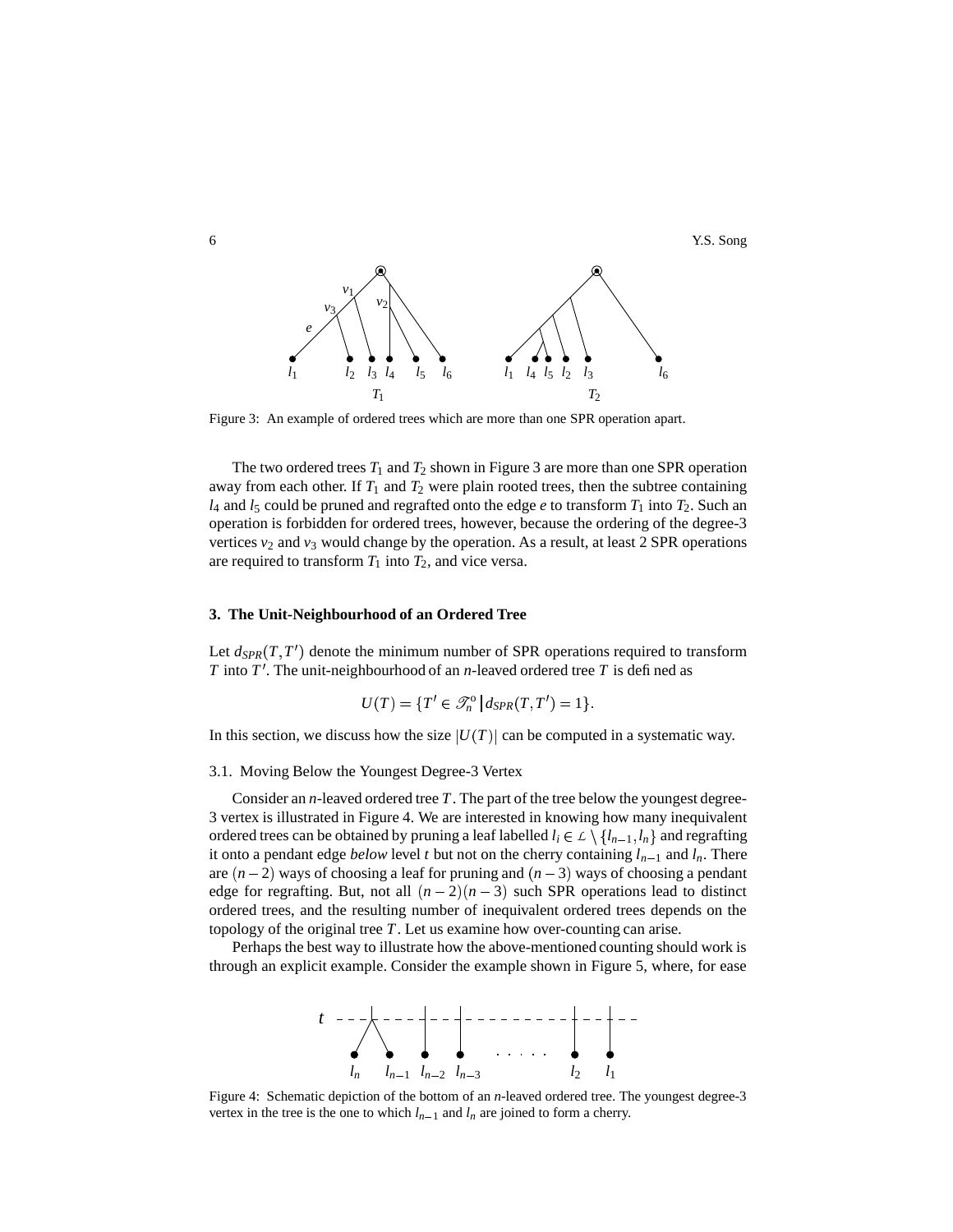Figure 3: An example of ordered trees which are more than one SPR operation apart.

The two ordered trees $T_1$ and $T_2$ shown in Figure 3 are more than one SPR operation away from each other. If $T_1$ and $T_2$ were plain rooted trees, then the subtree containing $l_4$ and $l_5$ could be pruned and regrafted onto the edge $e$ to transform $T_1$ into $T_2$. Such an operation is forbidden for ordered trees, however, because the ordering of the degree-3 vertices $v_2$ and $v_3$ would change by the operation. As a result, at least 2 SPR operations are required to transform $T_1$ into $T_2$, and vice versa.

## 3. The Unit-Neighbourhood of an Ordered Tree

Let $d_{SPR}(T,T')$ denote the minimum number of SPR operations required to transform $T$ into $T'$. The unit-neighbourhood of an $n$-leaved ordered tree $T$ is defined as

$$U(T) = \{T' \in \mathscr{T}_n^o \,|\, d_{SPR}(T,T') = 1\}.$$

In this section, we discuss how the size $|U(T)|$ can be computed in a systematic way.

### 3.1. Moving Below the Youngest Degree-3 Vertex

Consider an $n$-leaved ordered tree $T$. The part of the tree below the youngest degree-3 vertex is illustrated in Figure 4. We are interested in knowing how many inequivalent ordered trees can be obtained by pruning a leaf labelled $l_i \in \mathcal{L} \setminus \{l_{n-1}, l_n\}$ and regrafting it onto a pendant edge *below* level $t$ but not on the cherry containing $l_{n-1}$ and $l_n$. There are $(n-2)$ ways of choosing a leaf for pruning and $(n-3)$ ways of choosing a pendant edge for regrafting. But, not all $(n-2)(n-3)$ such SPR operations lead to distinct ordered trees, and the resulting number of inequivalent ordered trees depends on the topology of the original tree $T$. Let us examine how over-counting can arise.

Perhaps the best way to illustrate how the above-mentioned counting should work is through an explicit example. Consider the example shown in Figure 5, where, for ease

Figure 4: Schematic depiction of the bottom of an $n$-leaved ordered tree. The youngest degree-3 vertex in the tree is the one to which $l_{n-1}$ and $l_n$ are joined to form a cherry.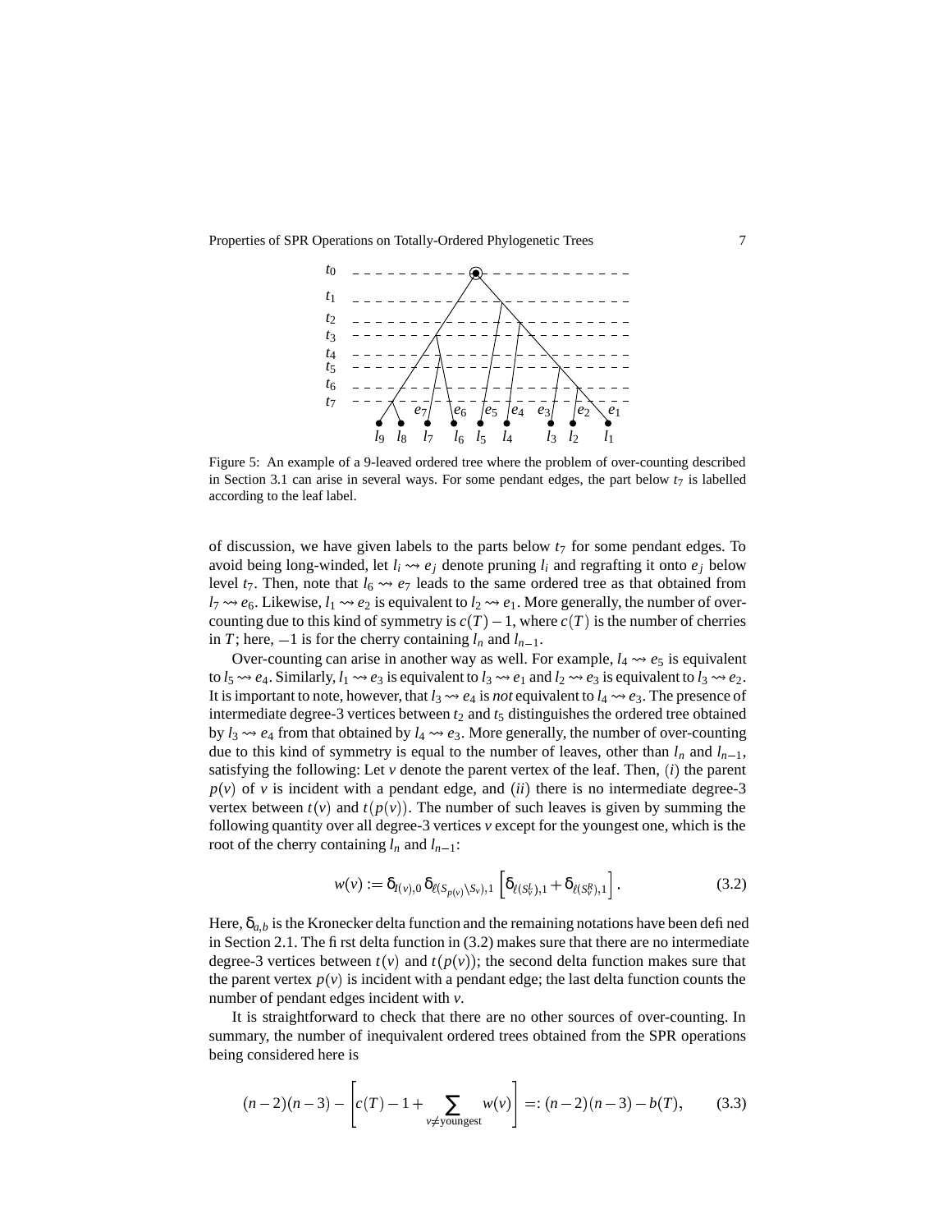Figure 5: An example of a 9-leaved ordered tree where the problem of over-counting described in Section 3.1 can arise in several ways. For some pendant edges, the part below $t_7$ is labelled according to the leaf label.

of discussion, we have given labels to the parts below $t_7$ for some pendant edges. To avoid being long-winded, let $l_i \rightsquigarrow e_j$ denote pruning $l_i$ and regrafting it onto $e_j$ below level $t_7$. Then, note that $l_6 \rightsquigarrow e_7$ leads to the same ordered tree as that obtained from $l_7 \rightsquigarrow e_6$. Likewise, $l_1 \rightsquigarrow e_2$ is equivalent to $l_2 \rightsquigarrow e_1$. More generally, the number of over-counting due to this kind of symmetry is $c(T) - 1$, where $c(T)$ is the number of cherries in $T$; here, $-1$ is for the cherry containing $l_n$ and $l_{n-1}$.

Over-counting can arise in another way as well. For example, $l_4 \rightsquigarrow e_5$ is equivalent to $l_5 \rightsquigarrow e_4$. Similarly, $l_1 \rightsquigarrow e_3$ is equivalent to $l_3 \rightsquigarrow e_1$ and $l_2 \rightsquigarrow e_3$ is equivalent to $l_3 \rightsquigarrow e_2$. It is important to note, however, that $l_3 \rightsquigarrow e_4$ is *not* equivalent to $l_4 \rightsquigarrow e_3$. The presence of intermediate degree-3 vertices between $t_2$ and $t_5$ distinguishes the ordered tree obtained by $l_3 \rightsquigarrow e_4$ from that obtained by $l_4 \rightsquigarrow e_3$. More generally, the number of over-counting due to this kind of symmetry is equal to the number of leaves, other than $l_n$ and $l_{n-1}$, satisfying the following: Let $v$ denote the parent vertex of the leaf. Then, $(i)$ the parent $p(v)$ of $v$ is incident with a pendant edge, and $(ii)$ there is no intermediate degree-3 vertex between $t(v)$ and $t(p(v))$. The number of such leaves is given by summing the following quantity over all degree-3 vertices $v$ except for the youngest one, which is the root of the cherry containing $l_n$ and $l_{n-1}$:

$$w(v) := \delta_{I(v),0}\, \delta_{\ell(S_{p(v)} \setminus S_v),1} \left[ \delta_{\ell(S_v^L),1} + \delta_{\ell(S_v^R),1} \right]. \tag{3.2}$$

Here, $\delta_{a,b}$ is the Kronecker delta function and the remaining notations have been defined in Section 2.1. The first delta function in (3.2) makes sure that there are no intermediate degree-3 vertices between $t(v)$ and $t(p(v))$; the second delta function makes sure that the parent vertex $p(v)$ is incident with a pendant edge; the last delta function counts the number of pendant edges incident with $v$.

It is straightforward to check that there are no other sources of over-counting. In summary, the number of inequivalent ordered trees obtained from the SPR operations being considered here is

$$(n-2)(n-3) - \left[ c(T) - 1 + \sum_{v \neq \text{youngest}} w(v) \right] =: (n-2)(n-3) - b(T), \tag{3.3}$$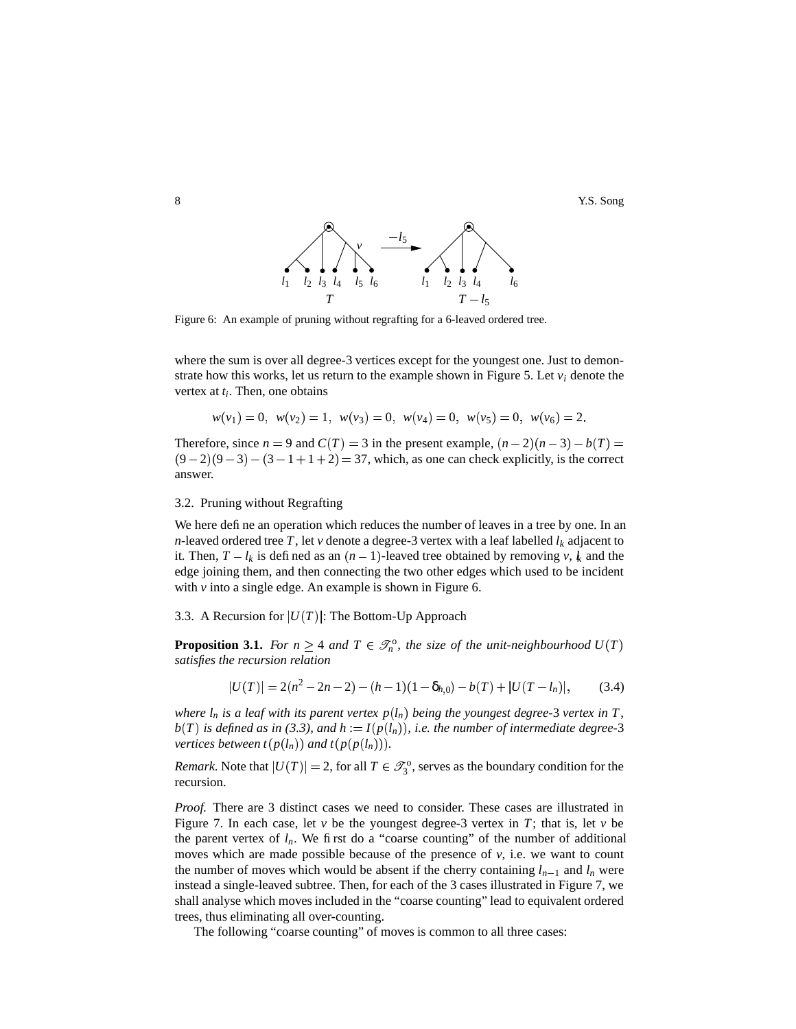Figure 6: An example of pruning without regrafting for a 6-leaved ordered tree.

where the sum is over all degree-3 vertices except for the youngest one. Just to demonstrate how this works, let us return to the example shown in Figure 5. Let $v_i$ denote the vertex at $t_i$. Then, one obtains

$$w(v_1) = 0, \; w(v_2) = 1, \; w(v_3) = 0, \; w(v_4) = 0, \; w(v_5) = 0, \; w(v_6) = 2.$$

Therefore, since $n = 9$ and $C(T) = 3$ in the present example, $(n-2)(n-3) - b(T) = (9-2)(9-3) - (3-1+1+2) = 37$, which, as one can check explicitly, is the correct answer.

### 3.2. Pruning without Regrafting

We here define an operation which reduces the number of leaves in a tree by one. In an $n$-leaved ordered tree $T$, let $v$ denote a degree-3 vertex with a leaf labelled $l_k$ adjacent to it. Then, $T - l_k$ is defined as an $(n-1)$-leaved tree obtained by removing $v$, $l_k$ and the edge joining them, and then connecting the two other edges which used to be incident with $v$ into a single edge. An example is shown in Figure 6.

### 3.3. A Recursion for $|U(T)|$: The Bottom-Up Approach

**Proposition 3.1.** *For $n \geq 4$ and $T \in \mathscr{T}_n^{\mathrm{o}}$, the size of the unit-neighbourhood $U(T)$ satisfies the recursion relation*

$$|U(T)| = 2(n^2 - 2n - 2) - (h-1)(1 - \delta_{h,0}) - b(T) + |U(T - l_n)|, \qquad (3.4)$$

*where $l_n$ is a leaf with its parent vertex $p(l_n)$ being the youngest degree-3 vertex in $T$, $b(T)$ is defined as in (3.3), and $h := I(p(l_n))$, i.e. the number of intermediate degree-3 vertices between $t(p(l_n))$ and $t(p(p(l_n)))$.*

*Remark.* Note that $|U(T)| = 2$, for all $T \in \mathscr{T}_3^{\mathrm{o}}$, serves as the boundary condition for the recursion.

*Proof.* There are 3 distinct cases we need to consider. These cases are illustrated in Figure 7. In each case, let $v$ be the youngest degree-3 vertex in $T$; that is, let $v$ be the parent vertex of $l_n$. We first do a "coarse counting" of the number of additional moves which are made possible because of the presence of $v$, i.e. we want to count the number of moves which would be absent if the cherry containing $l_{n-1}$ and $l_n$ were instead a single-leaved subtree. Then, for each of the 3 cases illustrated in Figure 7, we shall analyse which moves included in the "coarse counting" lead to equivalent ordered trees, thus eliminating all over-counting.

The following "coarse counting" of moves is common to all three cases: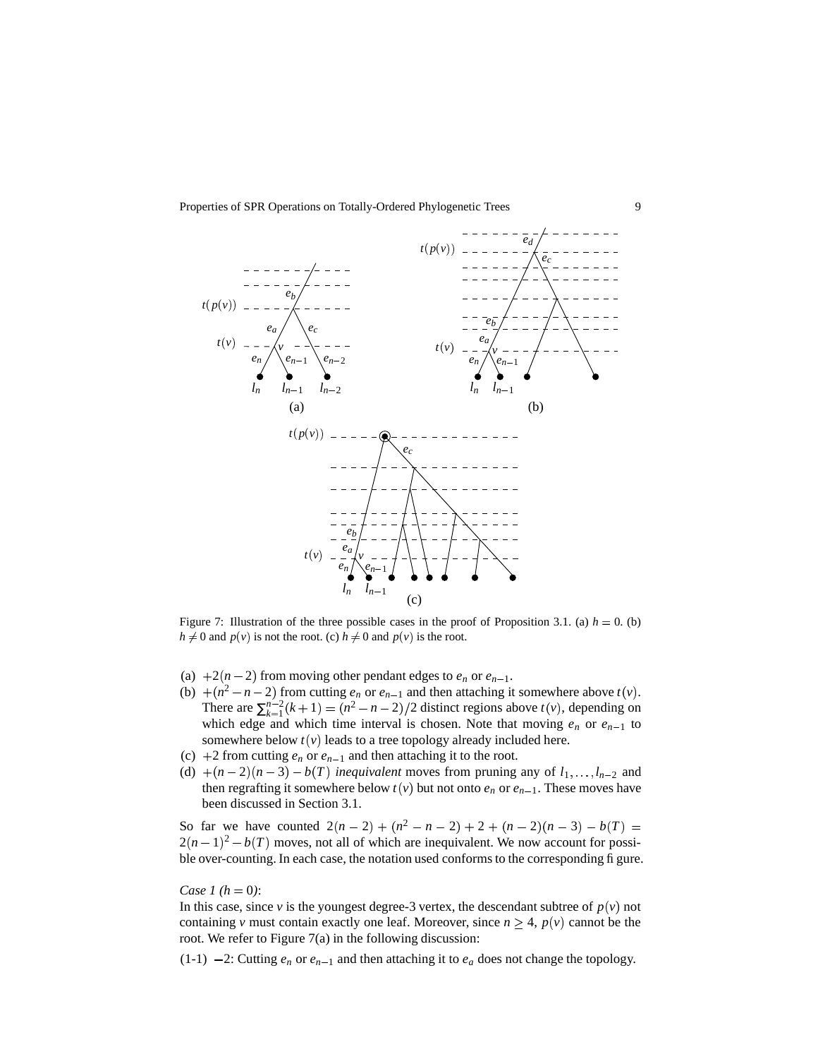Figure 7: Illustration of the three possible cases in the proof of Proposition 3.1. (a) $h = 0$. (b) $h \neq 0$ and $p(v)$ is not the root. (c) $h \neq 0$ and $p(v)$ is the root.

(a) $+2(n-2)$ from moving other pendant edges to $e_n$ or $e_{n-1}$.

(b) $+(n^2 - n - 2)$ from cutting $e_n$ or $e_{n-1}$ and then attaching it somewhere above $t(v)$. There are $\sum_{k=1}^{n-2}(k+1) = (n^2 - n - 2)/2$ distinct regions above $t(v)$, depending on which edge and which time interval is chosen. Note that moving $e_n$ or $e_{n-1}$ to somewhere below $t(v)$ leads to a tree topology already included here.

(c) $+2$ from cutting $e_n$ or $e_{n-1}$ and then attaching it to the root.

(d) $+(n-2)(n-3) - b(T)$ *inequivalent* moves from pruning any of $l_1, \ldots, l_{n-2}$ and then regrafting it somewhere below $t(v)$ but not onto $e_n$ or $e_{n-1}$. These moves have been discussed in Section 3.1.

So far we have counted $2(n-2) + (n^2 - n - 2) + 2 + (n-2)(n-3) - b(T) = 2(n-1)^2 - b(T)$ moves, not all of which are inequivalent. We now account for possible over-counting. In each case, the notation used conforms to the corresponding figure.

*Case 1 ($h = 0$)*:
In this case, since $v$ is the youngest degree-3 vertex, the descendant subtree of $p(v)$ not containing $v$ must contain exactly one leaf. Moreover, since $n \geq 4$, $p(v)$ cannot be the root. We refer to Figure 7(a) in the following discussion:

(1-1) $-2$: Cutting $e_n$ or $e_{n-1}$ and then attaching it to $e_a$ does not change the topology.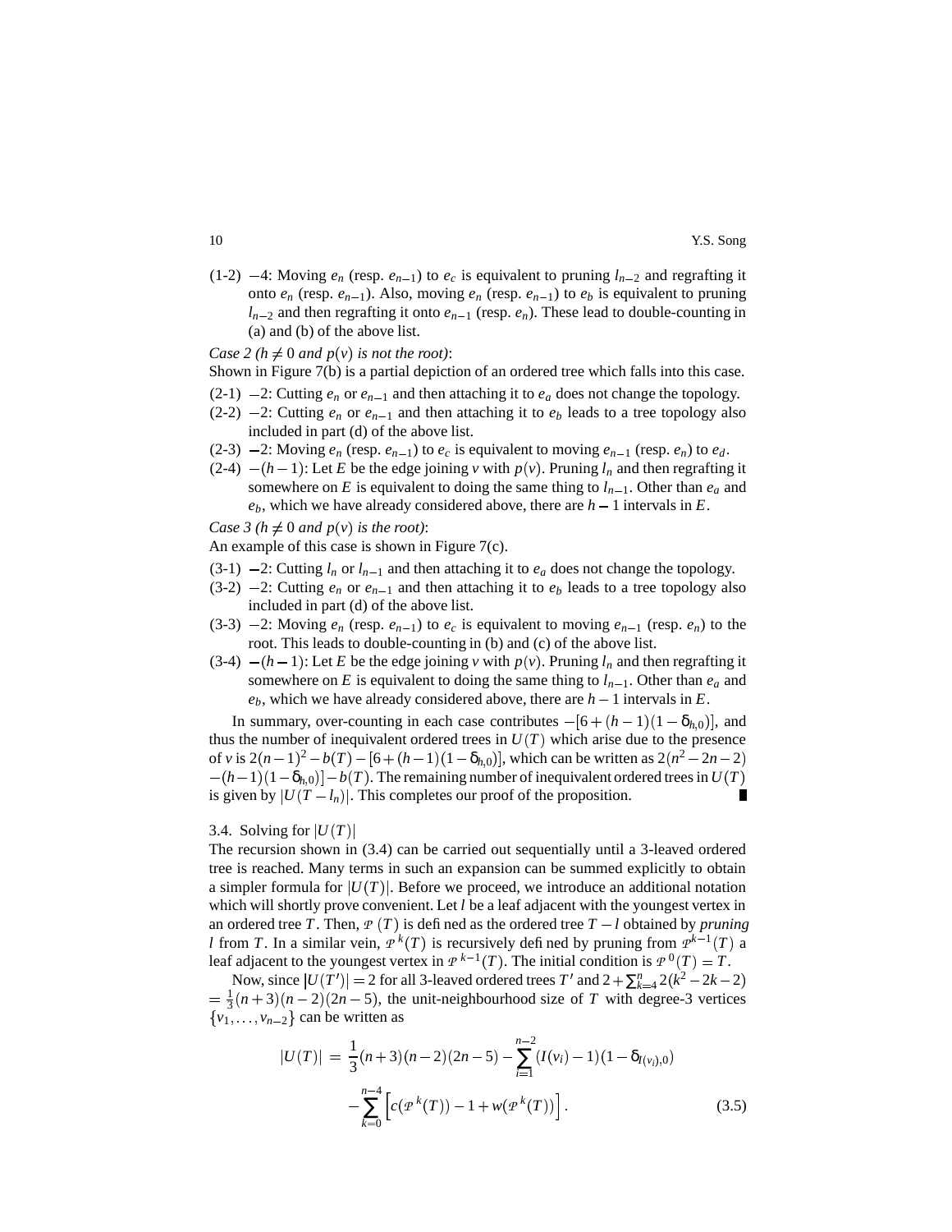(1-2) $-4$: Moving $e_n$ (resp. $e_{n-1}$) to $e_c$ is equivalent to pruning $l_{n-2}$ and regrafting it onto $e_n$ (resp. $e_{n-1}$). Also, moving $e_n$ (resp. $e_{n-1}$) to $e_b$ is equivalent to pruning $l_{n-2}$ and then regrafting it onto $e_{n-1}$ (resp. $e_n$). These lead to double-counting in (a) and (b) of the above list.

*Case 2 ($h \neq 0$ and $p(v)$ is not the root)*:
Shown in Figure 7(b) is a partial depiction of an ordered tree which falls into this case.

(2-1) $-2$: Cutting $e_n$ or $e_{n-1}$ and then attaching it to $e_a$ does not change the topology.

(2-2) $-2$: Cutting $e_n$ or $e_{n-1}$ and then attaching it to $e_b$ leads to a tree topology also included in part (d) of the above list.

(2-3) $-2$: Moving $e_n$ (resp. $e_{n-1}$) to $e_c$ is equivalent to moving $e_{n-1}$ (resp. $e_n$) to $e_d$.

(2-4) $-(h-1)$: Let $E$ be the edge joining $v$ with $p(v)$. Pruning $l_n$ and then regrafting it somewhere on $E$ is equivalent to doing the same thing to $l_{n-1}$. Other than $e_a$ and $e_b$, which we have already considered above, there are $h-1$ intervals in $E$.

*Case 3 ($h \neq 0$ and $p(v)$ is the root)*:
An example of this case is shown in Figure 7(c).

(3-1) $-2$: Cutting $l_n$ or $l_{n-1}$ and then attaching it to $e_a$ does not change the topology.

(3-2) $-2$: Cutting $e_n$ or $e_{n-1}$ and then attaching it to $e_b$ leads to a tree topology also included in part (d) of the above list.

(3-3) $-2$: Moving $e_n$ (resp. $e_{n-1}$) to $e_c$ is equivalent to moving $e_{n-1}$ (resp. $e_n$) to the root. This leads to double-counting in (b) and (c) of the above list.

(3-4) $-(h-1)$: Let $E$ be the edge joining $v$ with $p(v)$. Pruning $l_n$ and then regrafting it somewhere on $E$ is equivalent to doing the same thing to $l_{n-1}$. Other than $e_a$ and $e_b$, which we have already considered above, there are $h-1$ intervals in $E$.

In summary, over-counting in each case contributes $-[6+(h-1)(1-\delta_{h,0})]$, and thus the number of inequivalent ordered trees in $U(T)$ which arise due to the presence of $v$ is $2(n-1)^2 - b(T) - [6+(h-1)(1-\delta_{h,0})]$, which can be written as $2(n^2-2n-2) - (h-1)(1-\delta_{h,0})] - b(T)$. The remaining number of inequivalent ordered trees in $U(T)$ is given by $|U(T-l_n)|$. This completes our proof of the proposition. ∎

3.4. Solving for $|U(T)|$

The recursion shown in (3.4) can be carried out sequentially until a 3-leaved ordered tree is reached. Many terms in such an expansion can be summed explicitly to obtain a simpler formula for $|U(T)|$. Before we proceed, we introduce an additional notation which will shortly prove convenient. Let $l$ be a leaf adjacent with the youngest vertex in an ordered tree $T$. Then, $\mathcal{P}(T)$ is defined as the ordered tree $T-l$ obtained by *pruning* $l$ from $T$. In a similar vein, $\mathcal{P}^k(T)$ is recursively defined by pruning from $\mathcal{P}^{k-1}(T)$ a leaf adjacent to the youngest vertex in $\mathcal{P}^{k-1}(T)$. The initial condition is $\mathcal{P}^0(T) = T$.

Now, since $|U(T')| = 2$ for all 3-leaved ordered trees $T'$ and $2 + \sum_{k=4}^{n} 2(k^2-2k-2) = \frac{1}{3}(n+3)(n-2)(2n-5)$, the unit-neighbourhood size of $T$ with degree-3 vertices $\{v_1,\ldots,v_{n-2}\}$ can be written as

$$|U(T)| = \frac{1}{3}(n+3)(n-2)(2n-5) - \sum_{i=1}^{n-2}(I(v_i)-1)(1-\delta_{I(v_i),0}) - \sum_{k=0}^{n-4}\left[c(\mathcal{P}^k(T)) - 1 + w(\mathcal{P}^k(T))\right]. \tag{3.5}$$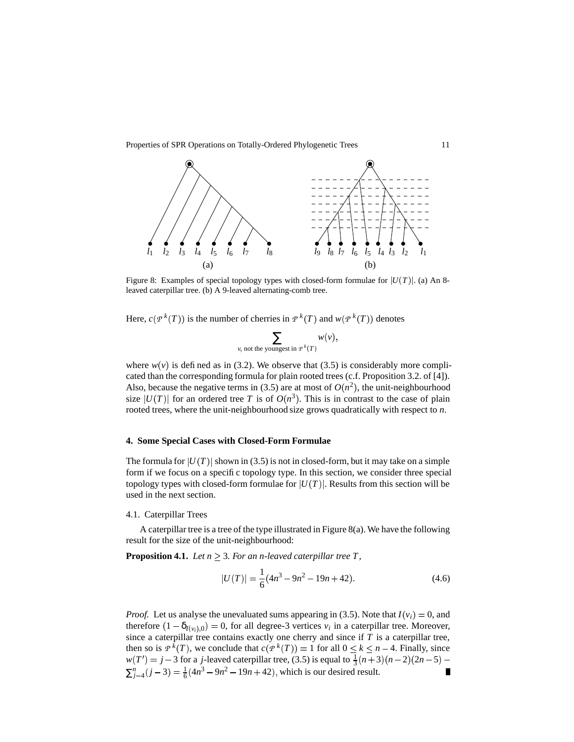Figure 8: Examples of special topology types with closed-form formulae for $|U(T)|$. (a) An 8-leaved caterpillar tree. (b) A 9-leaved alternating-comb tree.

Here, $c(\mathcal{P}^k(T))$ is the number of cherries in $\mathcal{P}^k(T)$ and $w(\mathcal{P}^k(T))$ denotes

$$\sum_{v, \text{ not the youngest in } \mathcal{P}^k(T)} w(v),$$

where $w(v)$ is defined as in (3.2). We observe that (3.5) is considerably more complicated than the corresponding formula for plain rooted trees (c.f. Proposition 3.2. of [4]). Also, because the negative terms in (3.5) are at most of $O(n^2)$, the unit-neighbourhood size $|U(T)|$ for an ordered tree $T$ is of $O(n^3)$. This is in contrast to the case of plain rooted trees, where the unit-neighbourhood size grows quadratically with respect to $n$.

## 4. Some Special Cases with Closed-Form Formulae

The formula for $|U(T)|$ shown in (3.5) is not in closed-form, but it may take on a simple form if we focus on a specific topology type. In this section, we consider three special topology types with closed-form formulae for $|U(T)|$. Results from this section will be used in the next section.

### 4.1. Caterpillar Trees

A caterpillar tree is a tree of the type illustrated in Figure 8(a). We have the following result for the size of the unit-neighbourhood:

**Proposition 4.1.** *Let $n \geq 3$. For an $n$-leaved caterpillar tree $T$,*

$$|U(T)| = \frac{1}{6}(4n^3 - 9n^2 - 19n + 42). \tag{4.6}$$

*Proof.* Let us analyse the unevaluated sums appearing in (3.5). Note that $I(v_i) = 0$, and therefore $(1 - \delta_{I(v_i),0}) = 0$, for all degree-3 vertices $v_i$ in a caterpillar tree. Moreover, since a caterpillar tree contains exactly one cherry and since if $T$ is a caterpillar tree, then so is $\mathcal{P}^k(T)$, we conclude that $c(\mathcal{P}^k(T)) = 1$ for all $0 \leq k \leq n-4$. Finally, since $w(T') = j - 3$ for a $j$-leaved caterpillar tree, (3.5) is equal to $\frac{1}{3}(n+3)(n-2)(2n-5) - \sum_{j=4}^{n}(j-3) = \frac{1}{6}(4n^3 - 9n^2 - 19n + 42)$, which is our desired result. ∎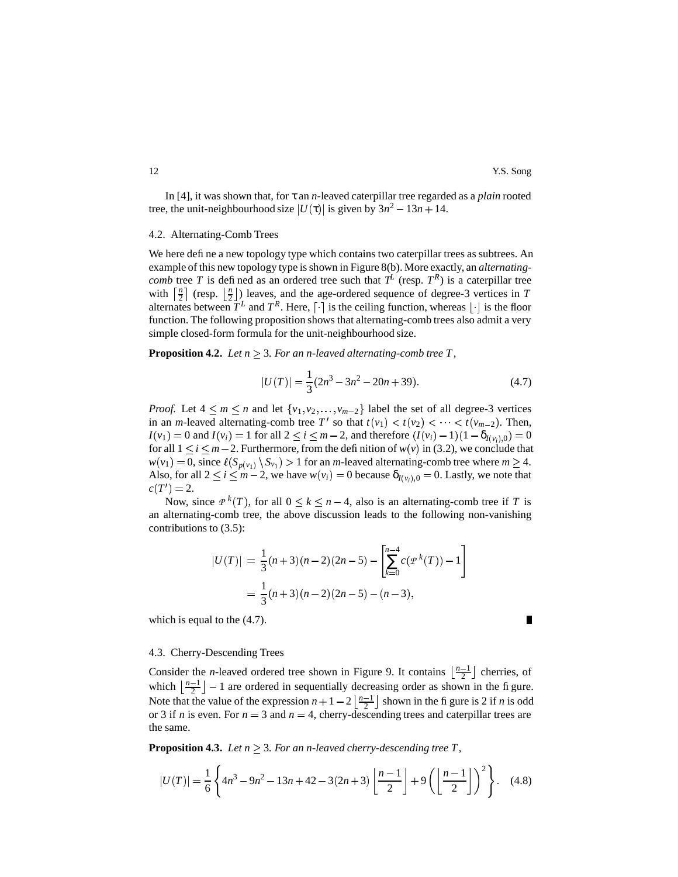In [4], it was shown that, for $\tau$ an $n$-leaved caterpillar tree regarded as a *plain* rooted tree, the unit-neighbourhood size $|U(\tau)|$ is given by $3n^2 - 13n + 14$.

### 4.2. Alternating-Comb Trees

We here define a new topology type which contains two caterpillar trees as subtrees. An example of this new topology type is shown in Figure 8(b). More exactly, an *alternating-comb* tree $T$ is defined as an ordered tree such that $T^L$ (resp. $T^R$) is a caterpillar tree with $\lceil \frac{n}{2} \rceil$ (resp. $\lfloor \frac{n}{2} \rfloor$) leaves, and the age-ordered sequence of degree-3 vertices in $T$ alternates between $T^L$ and $T^R$. Here, $\lceil \cdot \rceil$ is the ceiling function, whereas $\lfloor \cdot \rfloor$ is the floor function. The following proposition shows that alternating-comb trees also admit a very simple closed-form formula for the unit-neighbourhood size.

**Proposition 4.2.** *Let $n \geq 3$. For an $n$-leaved alternating-comb tree $T$,*

$$|U(T)| = \frac{1}{3}(2n^3 - 3n^2 - 20n + 39). \tag{4.7}$$

*Proof.* Let $4 \leq m \leq n$ and let $\{v_1, v_2, \ldots, v_{m-2}\}$ label the set of all degree-3 vertices in an $m$-leaved alternating-comb tree $T'$ so that $t(v_1) < t(v_2) < \cdots < t(v_{m-2})$. Then, $I(v_1) = 0$ and $I(v_i) = 1$ for all $2 \leq i \leq m-2$, and therefore $(I(v_i) - 1)(1 - \delta_{I(v_i),0}) = 0$ for all $1 \leq i \leq m-2$. Furthermore, from the definition of $w(v)$ in (3.2), we conclude that $w(v_1) = 0$, since $\ell(S_{p(v_1)} \setminus S_{v_1}) > 1$ for an $m$-leaved alternating-comb tree where $m \geq 4$. Also, for all $2 \leq i \leq m-2$, we have $w(v_i) = 0$ because $\delta_{I(v_i),0} = 0$. Lastly, we note that $c(T') = 2$.

Now, since $\mathcal{P}^k(T)$, for all $0 \leq k \leq n-4$, also is an alternating-comb tree if $T$ is an alternating-comb tree, the above discussion leads to the following non-vanishing contributions to (3.5):

$$\begin{aligned} |U(T)| &= \frac{1}{3}(n+3)(n-2)(2n-5) - \left[\sum_{k=0}^{n-4} c(\mathcal{P}^k(T)) - 1\right] \\ &= \frac{1}{3}(n+3)(n-2)(2n-5) - (n-3), \end{aligned}$$

which is equal to the (4.7). ∎

### 4.3. Cherry-Descending Trees

Consider the $n$-leaved ordered tree shown in Figure 9. It contains $\lfloor \frac{n-1}{2} \rfloor$ cherries, of which $\lfloor \frac{n-1}{2} \rfloor - 1$ are ordered in sequentially decreasing order as shown in the figure. Note that the value of the expression $n + 1 - 2\lfloor \frac{n-1}{2} \rfloor$ shown in the figure is 2 if $n$ is odd or 3 if $n$ is even. For $n = 3$ and $n = 4$, cherry-descending trees and caterpillar trees are the same.

**Proposition 4.3.** *Let $n \geq 3$. For an $n$-leaved cherry-descending tree $T$,*

$$|U(T)| = \frac{1}{6}\left\{4n^3 - 9n^2 - 13n + 42 - 3(2n+3)\left\lfloor \frac{n-1}{2} \right\rfloor + 9\left(\left\lfloor \frac{n-1}{2} \right\rfloor\right)^2\right\}. \tag{4.8}$$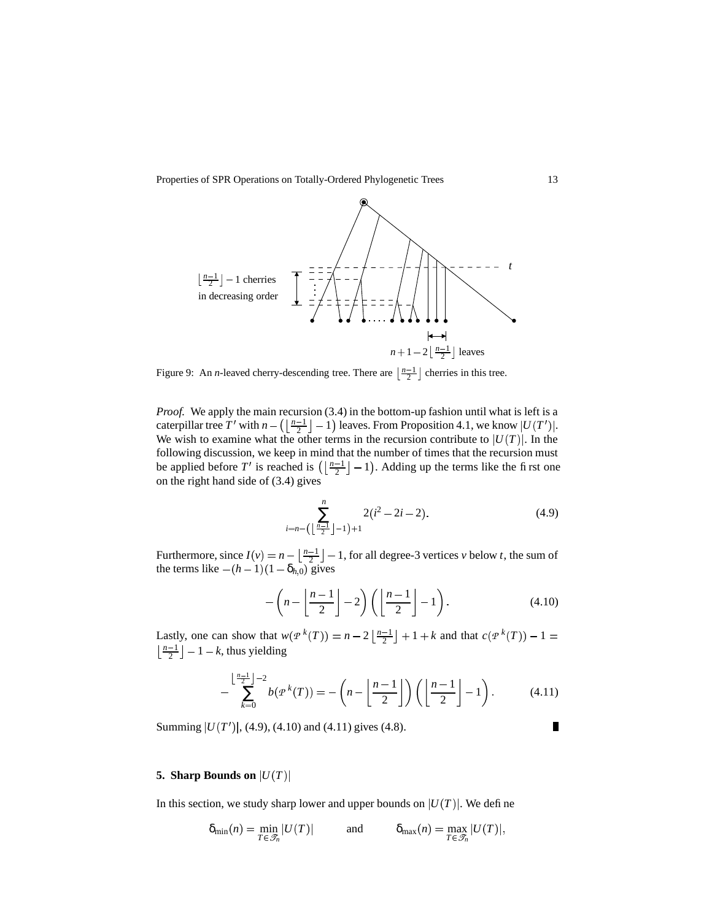Figure 9: An $n$-leaved cherry-descending tree. There are $\left\lfloor \frac{n-1}{2} \right\rfloor$ cherries in this tree.

*Proof.* We apply the main recursion (3.4) in the bottom-up fashion until what is left is a caterpillar tree $T'$ with $n - \left(\left\lfloor \frac{n-1}{2} \right\rfloor - 1\right)$ leaves. From Proposition 4.1, we know $|U(T')|$. We wish to examine what the other terms in the recursion contribute to $|U(T)|$. In the following discussion, we keep in mind that the number of times that the recursion must be applied before $T'$ is reached is $\left(\left\lfloor \frac{n-1}{2} \right\rfloor - 1\right)$. Adding up the terms like the first one on the right hand side of (3.4) gives

$$\sum_{i=n-\left(\left\lfloor \frac{n-1}{2} \right\rfloor - 1\right)+1}^{n} 2(i^2 - 2i - 2). \tag{4.9}$$

Furthermore, since $I(v) = n - \left\lfloor \frac{n-1}{2} \right\rfloor - 1$, for all degree-3 vertices $v$ below $t$, the sum of the terms like $-(h-1)(1-\delta_{h,0})$ gives

$$-\left(n - \left\lfloor \frac{n-1}{2} \right\rfloor - 2\right)\left(\left\lfloor \frac{n-1}{2} \right\rfloor - 1\right). \tag{4.10}$$

Lastly, one can show that $w(\mathcal{P}^k(T)) = n - 2\left\lfloor \frac{n-1}{2} \right\rfloor + 1 + k$ and that $c(\mathcal{P}^k(T)) - 1 = \left\lfloor \frac{n-1}{2} \right\rfloor - 1 - k$, thus yielding

$$-\sum_{k=0}^{\left\lfloor \frac{n-1}{2} \right\rfloor - 2} b(\mathcal{P}^k(T)) = -\left(n - \left\lfloor \frac{n-1}{2} \right\rfloor\right)\left(\left\lfloor \frac{n-1}{2} \right\rfloor - 1\right). \tag{4.11}$$

Summing $|U(T')|$, (4.9), (4.10) and (4.11) gives (4.8). ∎

## 5. Sharp Bounds on $|U(T)|$

In this section, we study sharp lower and upper bounds on $|U(T)|$. We define

$$\delta_{\min}(n) = \min_{T \in \mathcal{T}_n} |U(T)| \qquad \text{and} \qquad \delta_{\max}(n) = \max_{T \in \mathcal{T}_n} |U(T)|,$$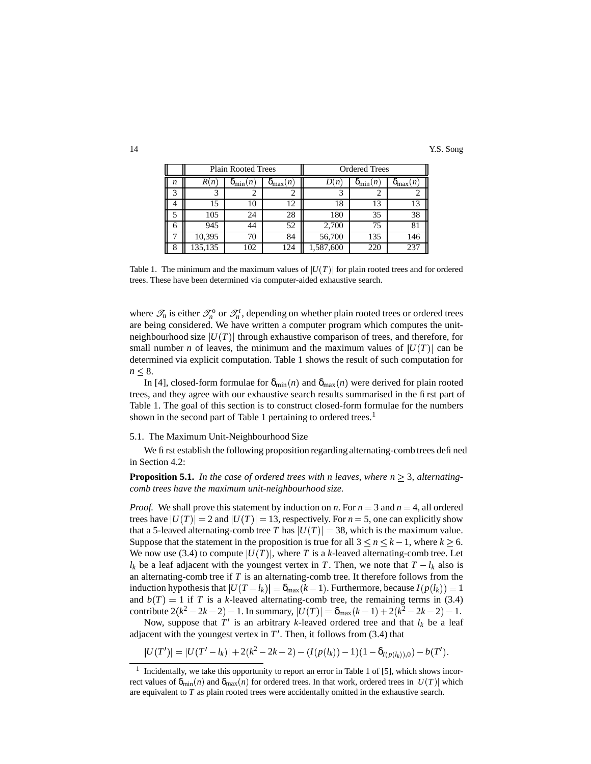| | Plain Rooted Trees | | | Ordered Trees | | |
|---|---|---|---|---|---|---|
| $n$ | $R(n)$ | $\delta_{\min}(n)$ | $\delta_{\max}(n)$ | $D(n)$ | $\delta_{\min}(n)$ | $\delta_{\max}(n)$ |
| 3 | 3 | 2 | 2 | 3 | 2 | 2 |
| 4 | 15 | 10 | 12 | 18 | 13 | 13 |
| 5 | 105 | 24 | 28 | 180 | 35 | 38 |
| 6 | 945 | 44 | 52 | 2,700 | 75 | 81 |
| 7 | 10,395 | 70 | 84 | 56,700 | 135 | 146 |
| 8 | 135,135 | 102 | 124 | 1,587,600 | 220 | 237 |

Table 1. The minimum and the maximum values of $|U(T)|$ for plain rooted trees and for ordered trees. These have been determined via computer-aided exhaustive search.

where $\mathscr{T}_n$ is either $\mathscr{T}_n^{\text{o}}$ or $\mathscr{T}_n^{\text{r}}$, depending on whether plain rooted trees or ordered trees are being considered. We have written a computer program which computes the unit-neighbourhood size $|U(T)|$ through exhaustive comparison of trees, and therefore, for small number $n$ of leaves, the minimum and the maximum values of $|U(T)|$ can be determined via explicit computation. Table 1 shows the result of such computation for $n \leq 8$.

In [4], closed-form formulae for $\delta_{\min}(n)$ and $\delta_{\max}(n)$ were derived for plain rooted trees, and they agree with our exhaustive search results summarised in the first part of Table 1. The goal of this section is to construct closed-form formulae for the numbers shown in the second part of Table 1 pertaining to ordered trees.[1]

### 5.1. The Maximum Unit-Neighbourhood Size

We first establish the following proposition regarding alternating-comb trees defined in Section 4.2:

**Proposition 5.1.** *In the case of ordered trees with n leaves, where $n \geq 3$, alternating-comb trees have the maximum unit-neighbourhood size.*

*Proof.* We shall prove this statement by induction on $n$. For $n = 3$ and $n = 4$, all ordered trees have $|U(T)| = 2$ and $|U(T)| = 13$, respectively. For $n = 5$, one can explicitly show that a 5-leaved alternating-comb tree $T$ has $|U(T)| = 38$, which is the maximum value. Suppose that the statement in the proposition is true for all $3 \leq n \leq k-1$, where $k \geq 6$. We now use (3.4) to compute $|U(T)|$, where $T$ is a $k$-leaved alternating-comb tree. Let $l_k$ be a leaf adjacent with the youngest vertex in $T$. Then, we note that $T - l_k$ also is an alternating-comb tree if $T$ is an alternating-comb tree. It therefore follows from the induction hypothesis that $|U(T - l_k)| = \delta_{\max}(k-1)$. Furthermore, because $I(p(l_k)) = 1$ and $b(T) = 1$ if $T$ is a $k$-leaved alternating-comb tree, the remaining terms in (3.4) contribute $2(k^2 - 2k - 2) - 1$. In summary, $|U(T)| = \delta_{\max}(k-1) + 2(k^2 - 2k - 2) - 1$.

Now, suppose that $T'$ is an arbitrary $k$-leaved ordered tree and that $l_k$ be a leaf adjacent with the youngest vertex in $T'$. Then, it follows from (3.4) that

$$|U(T')| = |U(T' - l_k)| + 2(k^2 - 2k - 2) - (I(p(l_k)) - 1)(1 - \delta_{I(p(l_k)),0}) - b(T').$$

[1] Incidentally, we take this opportunity to report an error in Table 1 of [5], which shows incorrect values of $\delta_{\min}(n)$ and $\delta_{\max}(n)$ for ordered trees. In that work, ordered trees in $|U(T)|$ which are equivalent to $T$ as plain rooted trees were accidentally omitted in the exhaustive search.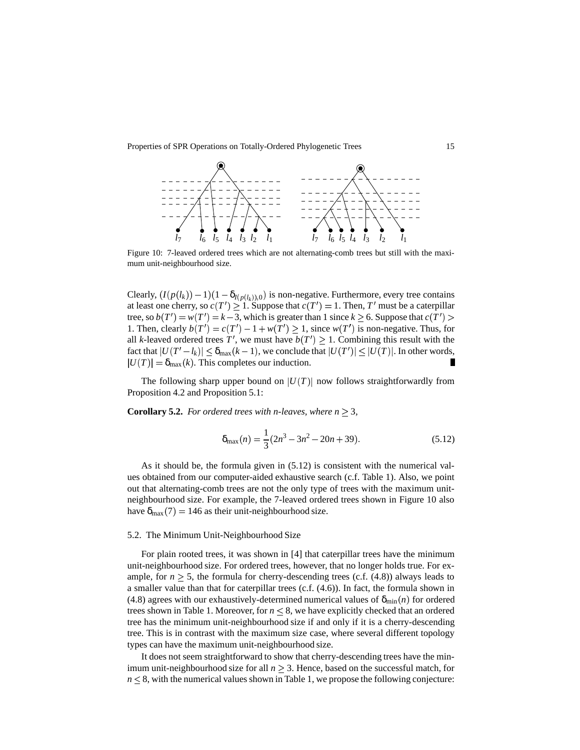Figure 10: 7-leaved ordered trees which are not alternating-comb trees but still with the maximum unit-neighbourhood size.

Clearly, $(I(p(l_k))-1)(1-\delta_{I(p(l_k)),0})$ is non-negative. Furthermore, every tree contains at least one cherry, so $c(T') \geq 1$. Suppose that $c(T') = 1$. Then, $T'$ must be a caterpillar tree, so $b(T') = w(T') = k-3$, which is greater than 1 since $k \geq 6$. Suppose that $c(T') > 1$. Then, clearly $b(T') = c(T') - 1 + w(T') \geq 1$, since $w(T')$ is non-negative. Thus, for all $k$-leaved ordered trees $T'$, we must have $b(T') \geq 1$. Combining this result with the fact that $|U(T'-l_k)| \leq \delta_{\max}(k-1)$, we conclude that $|U(T')| \leq |U(T)|$. In other words, $|U(T)| = \delta_{\max}(k)$. This completes our induction. ∎

The following sharp upper bound on $|U(T)|$ now follows straightforwardly from Proposition 4.2 and Proposition 5.1:

**Corollary 5.2.** *For ordered trees with n-leaves, where $n \geq 3$,*

$$\delta_{\max}(n) = \frac{1}{3}(2n^3 - 3n^2 - 20n + 39). \tag{5.12}$$

As it should be, the formula given in (5.12) is consistent with the numerical values obtained from our computer-aided exhaustive search (c.f. Table 1). Also, we point out that alternating-comb trees are not the only type of trees with the maximum unit-neighbourhood size. For example, the 7-leaved ordered trees shown in Figure 10 also have $\delta_{\max}(7) = 146$ as their unit-neighbourhood size.

## 5.2. The Minimum Unit-Neighbourhood Size

For plain rooted trees, it was shown in [4] that caterpillar trees have the minimum unit-neighbourhood size. For ordered trees, however, that no longer holds true. For example, for $n \geq 5$, the formula for cherry-descending trees (c.f. (4.8)) always leads to a smaller value than that for caterpillar trees (c.f. (4.6)). In fact, the formula shown in (4.8) agrees with our exhaustively-determined numerical values of $\delta_{\min}(n)$ for ordered trees shown in Table 1. Moreover, for $n \leq 8$, we have explicitly checked that an ordered tree has the minimum unit-neighbourhood size if and only if it is a cherry-descending tree. This is in contrast with the maximum size case, where several different topology types can have the maximum unit-neighbourhood size.

It does not seem straightforward to show that cherry-descending trees have the minimum unit-neighbourhood size for all $n \geq 3$. Hence, based on the successful match, for $n \leq 8$, with the numerical values shown in Table 1, we propose the following conjecture: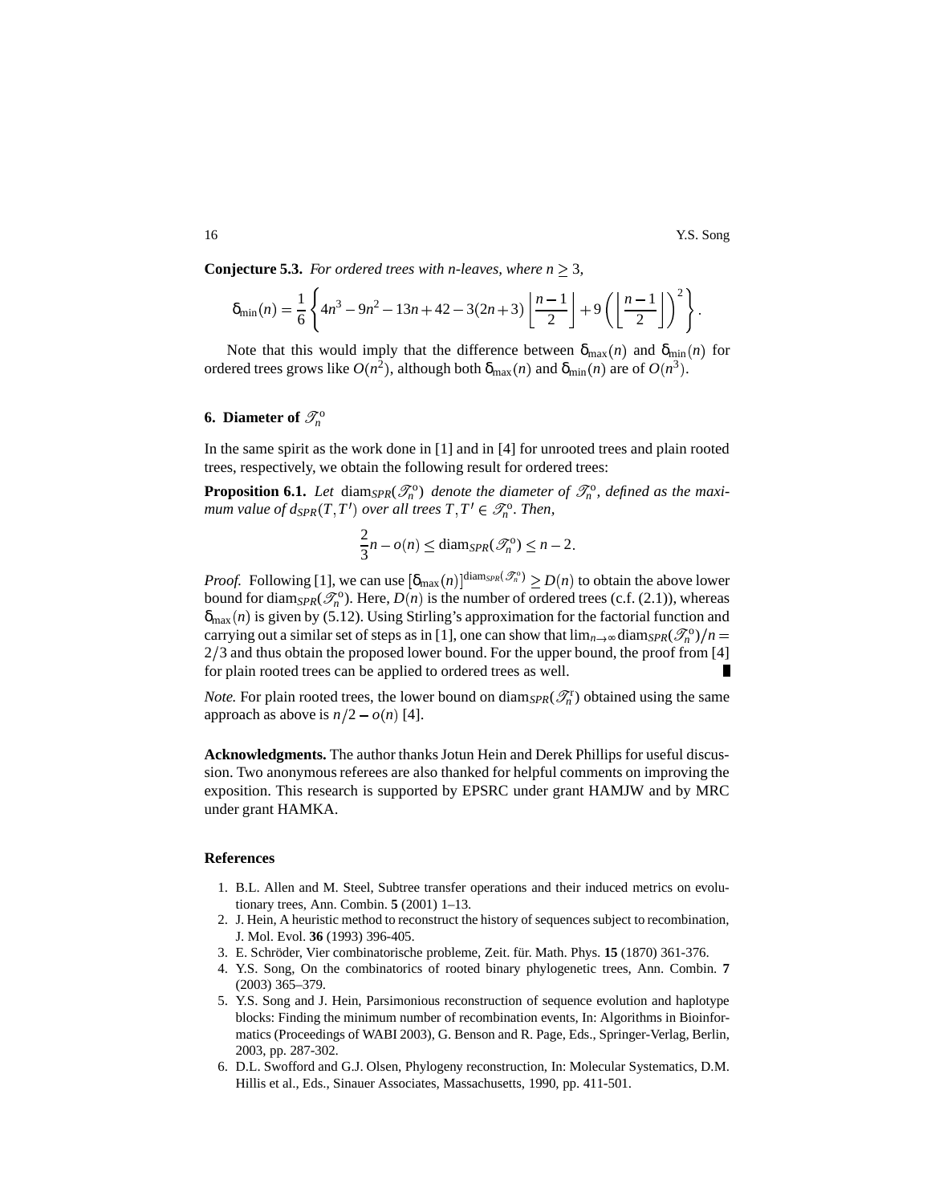**Conjecture 5.3.** *For ordered trees with n-leaves, where $n \geq 3$,*

$$\delta_{\min}(n) = \frac{1}{6}\left\{4n^3 - 9n^2 - 13n + 42 - 3(2n+3)\left\lfloor\frac{n-1}{2}\right\rfloor + 9\left(\left\lfloor\frac{n-1}{2}\right\rfloor\right)^2\right\}.$$

Note that this would imply that the difference between $\delta_{\max}(n)$ and $\delta_{\min}(n)$ for ordered trees grows like $O(n^2)$, although both $\delta_{\max}(n)$ and $\delta_{\min}(n)$ are of $O(n^3)$.

## 6. Diameter of $\mathcal{T}_n^{\mathrm{o}}$

In the same spirit as the work done in [1] and in [4] for unrooted trees and plain rooted trees, respectively, we obtain the following result for ordered trees:

**Proposition 6.1.** *Let $\mathrm{diam}_{SPR}(\mathcal{T}_n^{\mathrm{o}})$ denote the diameter of $\mathcal{T}_n^{\mathrm{o}}$, defined as the maximum value of $d_{SPR}(T,T')$ over all trees $T,T' \in \mathcal{T}_n^{\mathrm{o}}$. Then,*

$$\frac{2}{3}n - o(n) \leq \mathrm{diam}_{SPR}(\mathcal{T}_n^{\mathrm{o}}) \leq n - 2.$$

*Proof.* Following [1], we can use $[\delta_{\max}(n)]^{\mathrm{diam}_{SPR}(\mathcal{T}_n^{\mathrm{o}})} \geq D(n)$ to obtain the above lower bound for $\mathrm{diam}_{SPR}(\mathcal{T}_n^{\mathrm{o}})$. Here, $D(n)$ is the number of ordered trees (c.f. (2.1)), whereas $\delta_{\max}(n)$ is given by (5.12). Using Stirling's approximation for the factorial function and carrying out a similar set of steps as in [1], one can show that $\lim_{n\to\infty} \mathrm{diam}_{SPR}(\mathcal{T}_n^{\mathrm{o}})/n = 2/3$ and thus obtain the proposed lower bound. For the upper bound, the proof from [4] for plain rooted trees can be applied to ordered trees as well. ∎

*Note.* For plain rooted trees, the lower bound on $\mathrm{diam}_{SPR}(\mathcal{T}_n^{\mathrm{r}})$ obtained using the same approach as above is $n/2 - o(n)$ [4].

**Acknowledgments.** The author thanks Jotun Hein and Derek Phillips for useful discussion. Two anonymous referees are also thanked for helpful comments on improving the exposition. This research is supported by EPSRC under grant HAMJW and by MRC under grant HAMKA.

### References

1. B.L. Allen and M. Steel, Subtree transfer operations and their induced metrics on evolutionary trees, Ann. Combin. **5** (2001) 1–13.
2. J. Hein, A heuristic method to reconstruct the history of sequences subject to recombination, J. Mol. Evol. **36** (1993) 396-405.
3. E. Schröder, Vier combinatorische probleme, Zeit. für. Math. Phys. **15** (1870) 361-376.
4. Y.S. Song, On the combinatorics of rooted binary phylogenetic trees, Ann. Combin. **7** (2003) 365–379.
5. Y.S. Song and J. Hein, Parsimonious reconstruction of sequence evolution and haplotype blocks: Finding the minimum number of recombination events, In: Algorithms in Bioinformatics (Proceedings of WABI 2003), G. Benson and R. Page, Eds., Springer-Verlag, Berlin, 2003, pp. 287-302.
6. D.L. Swofford and G.J. Olsen, Phylogeny reconstruction, In: Molecular Systematics, D.M. Hillis et al., Eds., Sinauer Associates, Massachusetts, 1990, pp. 411-501.